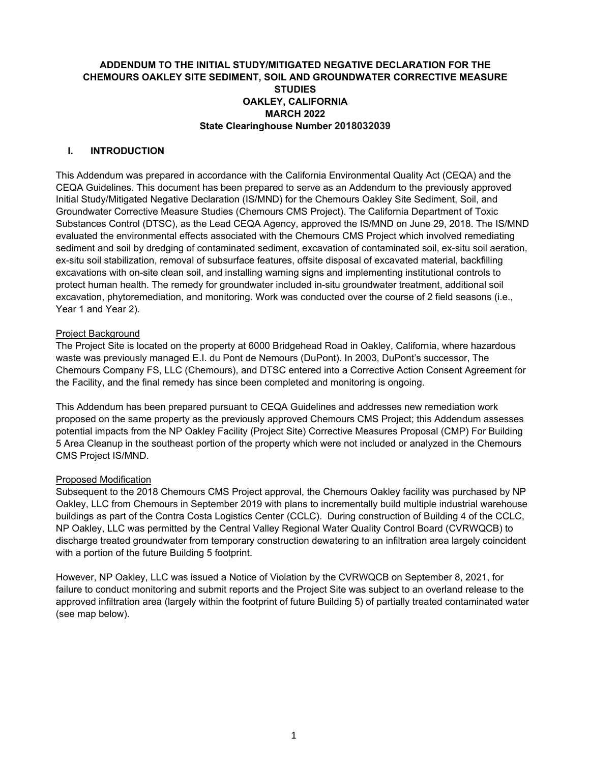# ADDENDUM TO THE INITIAL STUDY/MITIGATED NEGATIVE DECLARATION FOR THE CHEMOURS OAKLEY SITE SEDIMENT, SOIL AND GROUNDWATER CORRECTIVE MEASURE STUDIES

**OAKLEY, CALIFORNIA**

**MARCH 2022**

**State Clearinghouse Number 2018032039**

## I. INTRODUCTION

This Addendum was prepared in accordance with the California Environmental Quality Act (CEQA) and the CEQA Guidelines. This document has been prepared to serve as an Addendum to the previously approved Initial Study/Mitigated Negative Declaration (IS/MND) for the Chemours Oakley Site Sediment, Soil, and Groundwater Corrective Measure Studies (Chemours CMS Project). The California Department of Toxic Substances Control (DTSC), as the Lead CEQA Agency, approved the IS/MND on June 29, 2018. The IS/MND evaluated the environmental effects associated with the Chemours CMS Project which involved remediating sediment and soil by dredging of contaminated sediment, excavation of contaminated soil, ex-situ soil aeration, ex-situ soil stabilization, removal of subsurface features, offsite disposal of excavated material, backfilling excavations with on-site clean soil, and installing warning signs and implementing institutional controls to protect human health. The remedy for groundwater included in-situ groundwater treatment, additional soil excavation, phytoremediation, and monitoring. Work was conducted over the course of 2 field seasons (i.e., Year 1 and Year 2).

<u>Project Background</u>

The Project Site is located on the property at 6000 Bridgehead Road in Oakley, California, where hazardous waste was previously managed E.I. du Pont de Nemours (DuPont). In 2003, DuPont's successor, The Chemours Company FS, LLC (Chemours), and DTSC entered into a Corrective Action Consent Agreement for the Facility, and the final remedy has since been completed and monitoring is ongoing.

This Addendum has been prepared pursuant to CEQA Guidelines and addresses new remediation work proposed on the same property as the previously approved Chemours CMS Project; this Addendum assesses potential impacts from the NP Oakley Facility (Project Site) Corrective Measures Proposal (CMP) For Building 5 Area Cleanup in the southeast portion of the property which were not included or analyzed in the Chemours CMS Project IS/MND.

<u>Proposed Modification</u>

Subsequent to the 2018 Chemours CMS Project approval, the Chemours Oakley facility was purchased by NP Oakley, LLC from Chemours in September 2019 with plans to incrementally build multiple industrial warehouse buildings as part of the Contra Costa Logistics Center (CCLC). During construction of Building 4 of the CCLC, NP Oakley, LLC was permitted by the Central Valley Regional Water Quality Control Board (CVRWQCB) to discharge treated groundwater from temporary construction dewatering to an infiltration area largely coincident with a portion of the future Building 5 footprint.

However, NP Oakley, LLC was issued a Notice of Violation by the CVRWQCB on September 8, 2021, for failure to conduct monitoring and submit reports and the Project Site was subject to an overland release to the approved infiltration area (largely within the footprint of future Building 5) of partially treated contaminated water (see map below).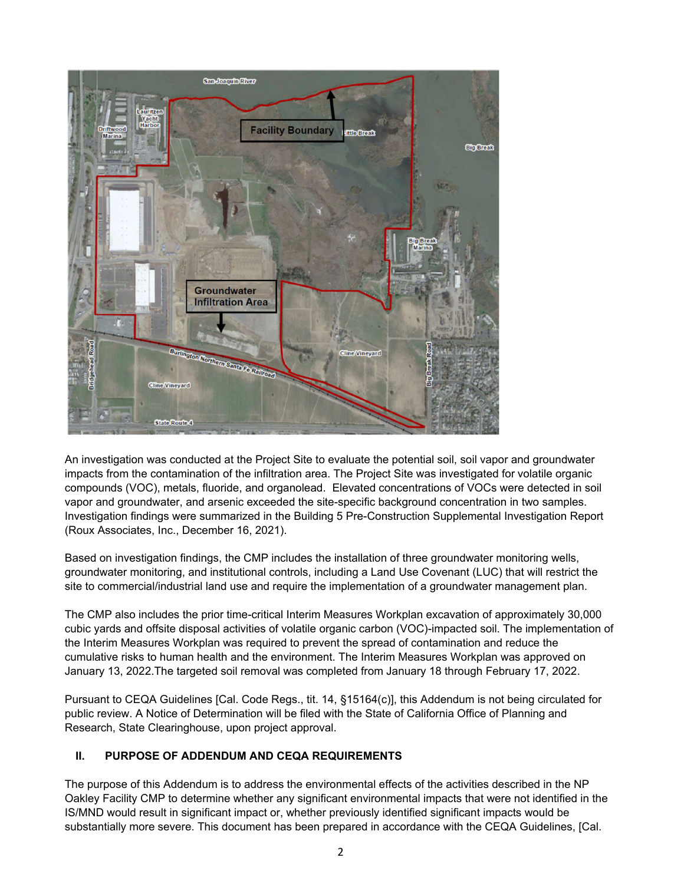An investigation was conducted at the Project Site to evaluate the potential soil, soil vapor and groundwater impacts from the contamination of the infiltration area. The Project Site was investigated for volatile organic compounds (VOC), metals, fluoride, and organolead. Elevated concentrations of VOCs were detected in soil vapor and groundwater, and arsenic exceeded the site-specific background concentration in two samples. Investigation findings were summarized in the Building 5 Pre-Construction Supplemental Investigation Report (Roux Associates, Inc., December 16, 2021).

Based on investigation findings, the CMP includes the installation of three groundwater monitoring wells, groundwater monitoring, and institutional controls, including a Land Use Covenant (LUC) that will restrict the site to commercial/industrial land use and require the implementation of a groundwater management plan.

The CMP also includes the prior time-critical Interim Measures Workplan excavation of approximately 30,000 cubic yards and offsite disposal activities of volatile organic carbon (VOC)-impacted soil. The implementation of the Interim Measures Workplan was required to prevent the spread of contamination and reduce the cumulative risks to human health and the environment. The Interim Measures Workplan was approved on January 13, 2022.The targeted soil removal was completed from January 18 through February 17, 2022.

Pursuant to CEQA Guidelines [Cal. Code Regs., tit. 14, §15164(c)], this Addendum is not being circulated for public review. A Notice of Determination will be filed with the State of California Office of Planning and Research, State Clearinghouse, upon project approval.

## II. PURPOSE OF ADDENDUM AND CEQA REQUIREMENTS

The purpose of this Addendum is to address the environmental effects of the activities described in the NP Oakley Facility CMP to determine whether any significant environmental impacts that were not identified in the IS/MND would result in significant impact or, whether previously identified significant impacts would be substantially more severe. This document has been prepared in accordance with the CEQA Guidelines, [Cal.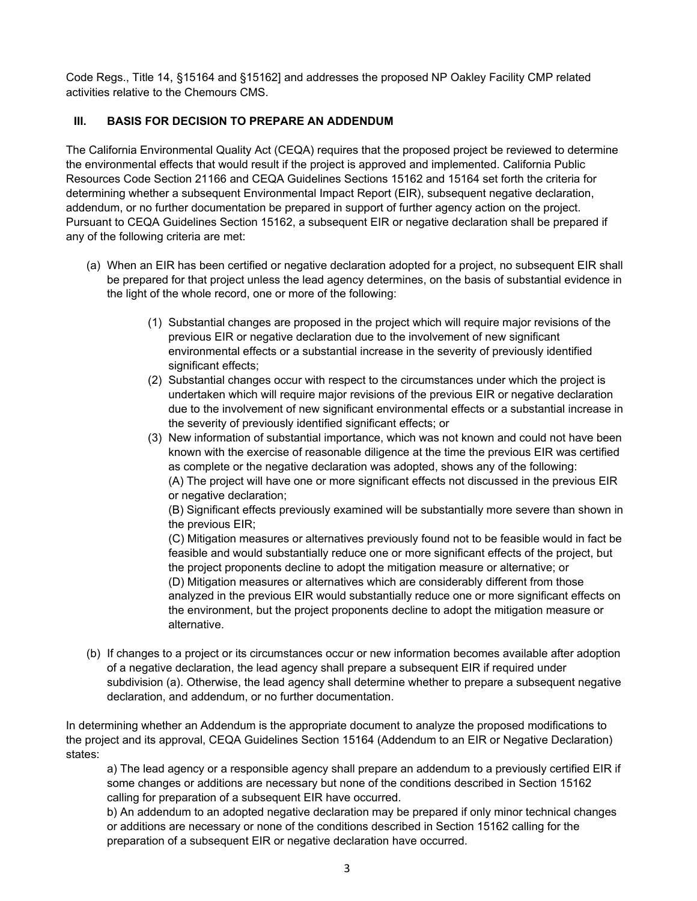Code Regs., Title 14, §15164 and §15162] and addresses the proposed NP Oakley Facility CMP related activities relative to the Chemours CMS.

## III. BASIS FOR DECISION TO PREPARE AN ADDENDUM

The California Environmental Quality Act (CEQA) requires that the proposed project be reviewed to determine the environmental effects that would result if the project is approved and implemented. California Public Resources Code Section 21166 and CEQA Guidelines Sections 15162 and 15164 set forth the criteria for determining whether a subsequent Environmental Impact Report (EIR), subsequent negative declaration, addendum, or no further documentation be prepared in support of further agency action on the project. Pursuant to CEQA Guidelines Section 15162, a subsequent EIR or negative declaration shall be prepared if any of the following criteria are met:

(a) When an EIR has been certified or negative declaration adopted for a project, no subsequent EIR shall be prepared for that project unless the lead agency determines, on the basis of substantial evidence in the light of the whole record, one or more of the following:

> (1) Substantial changes are proposed in the project which will require major revisions of the previous EIR or negative declaration due to the involvement of new significant environmental effects or a substantial increase in the severity of previously identified significant effects;
>
> (2) Substantial changes occur with respect to the circumstances under which the project is undertaken which will require major revisions of the previous EIR or negative declaration due to the involvement of new significant environmental effects or a substantial increase in the severity of previously identified significant effects; or
>
> (3) New information of substantial importance, which was not known and could not have been known with the exercise of reasonable diligence at the time the previous EIR was certified as complete or the negative declaration was adopted, shows any of the following:
> (A) The project will have one or more significant effects not discussed in the previous EIR or negative declaration;
> (B) Significant effects previously examined will be substantially more severe than shown in the previous EIR;
> (C) Mitigation measures or alternatives previously found not to be feasible would in fact be feasible and would substantially reduce one or more significant effects of the project, but the project proponents decline to adopt the mitigation measure or alternative; or
> (D) Mitigation measures or alternatives which are considerably different from those analyzed in the previous EIR would substantially reduce one or more significant effects on the environment, but the project proponents decline to adopt the mitigation measure or alternative.

(b) If changes to a project or its circumstances occur or new information becomes available after adoption of a negative declaration, the lead agency shall prepare a subsequent EIR if required under subdivision (a). Otherwise, the lead agency shall determine whether to prepare a subsequent negative declaration, and addendum, or no further documentation.

In determining whether an Addendum is the appropriate document to analyze the proposed modifications to the project and its approval, CEQA Guidelines Section 15164 (Addendum to an EIR or Negative Declaration) states:

> a) The lead agency or a responsible agency shall prepare an addendum to a previously certified EIR if some changes or additions are necessary but none of the conditions described in Section 15162 calling for preparation of a subsequent EIR have occurred.
>
> b) An addendum to an adopted negative declaration may be prepared if only minor technical changes or additions are necessary or none of the conditions described in Section 15162 calling for the preparation of a subsequent EIR or negative declaration have occurred.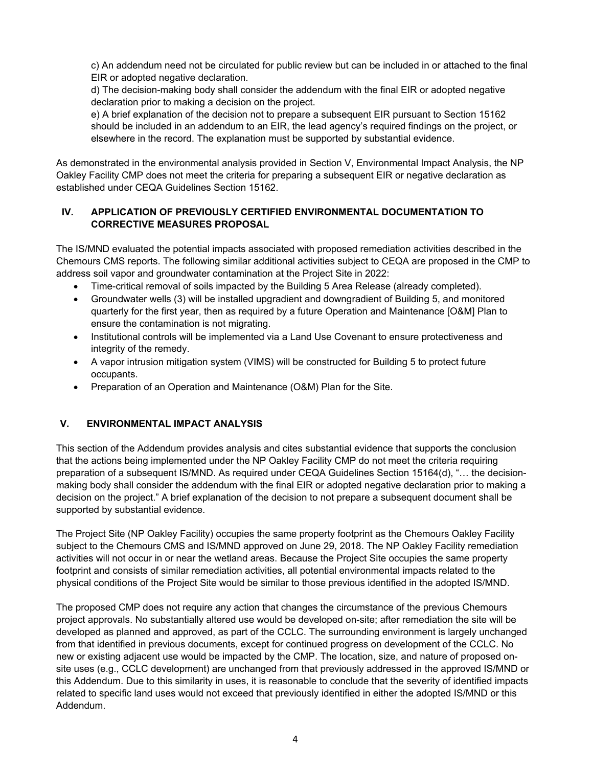c) An addendum need not be circulated for public review but can be included in or attached to the final EIR or adopted negative declaration.
d) The decision-making body shall consider the addendum with the final EIR or adopted negative declaration prior to making a decision on the project.
e) A brief explanation of the decision not to prepare a subsequent EIR pursuant to Section 15162 should be included in an addendum to an EIR, the lead agency's required findings on the project, or elsewhere in the record. The explanation must be supported by substantial evidence.

As demonstrated in the environmental analysis provided in Section V, Environmental Impact Analysis, the NP Oakley Facility CMP does not meet the criteria for preparing a subsequent EIR or negative declaration as established under CEQA Guidelines Section 15162.

## IV. APPLICATION OF PREVIOUSLY CERTIFIED ENVIRONMENTAL DOCUMENTATION TO CORRECTIVE MEASURES PROPOSAL

The IS/MND evaluated the potential impacts associated with proposed remediation activities described in the Chemours CMS reports. The following similar additional activities subject to CEQA are proposed in the CMP to address soil vapor and groundwater contamination at the Project Site in 2022:

- Time-critical removal of soils impacted by the Building 5 Area Release (already completed).
- Groundwater wells (3) will be installed upgradient and downgradient of Building 5, and monitored quarterly for the first year, then as required by a future Operation and Maintenance [O&M] Plan to ensure the contamination is not migrating.
- Institutional controls will be implemented via a Land Use Covenant to ensure protectiveness and integrity of the remedy.
- A vapor intrusion mitigation system (VIMS) will be constructed for Building 5 to protect future occupants.
- Preparation of an Operation and Maintenance (O&M) Plan for the Site.

## V. ENVIRONMENTAL IMPACT ANALYSIS

This section of the Addendum provides analysis and cites substantial evidence that supports the conclusion that the actions being implemented under the NP Oakley Facility CMP do not meet the criteria requiring preparation of a subsequent IS/MND. As required under CEQA Guidelines Section 15164(d), "… the decision-making body shall consider the addendum with the final EIR or adopted negative declaration prior to making a decision on the project." A brief explanation of the decision to not prepare a subsequent document shall be supported by substantial evidence.

The Project Site (NP Oakley Facility) occupies the same property footprint as the Chemours Oakley Facility subject to the Chemours CMS and IS/MND approved on June 29, 2018. The NP Oakley Facility remediation activities will not occur in or near the wetland areas. Because the Project Site occupies the same property footprint and consists of similar remediation activities, all potential environmental impacts related to the physical conditions of the Project Site would be similar to those previous identified in the adopted IS/MND.

The proposed CMP does not require any action that changes the circumstance of the previous Chemours project approvals. No substantially altered use would be developed on-site; after remediation the site will be developed as planned and approved, as part of the CCLC. The surrounding environment is largely unchanged from that identified in previous documents, except for continued progress on development of the CCLC. No new or existing adjacent use would be impacted by the CMP. The location, size, and nature of proposed on-site uses (e.g., CCLC development) are unchanged from that previously addressed in the approved IS/MND or this Addendum. Due to this similarity in uses, it is reasonable to conclude that the severity of identified impacts related to specific land uses would not exceed that previously identified in either the adopted IS/MND or this Addendum.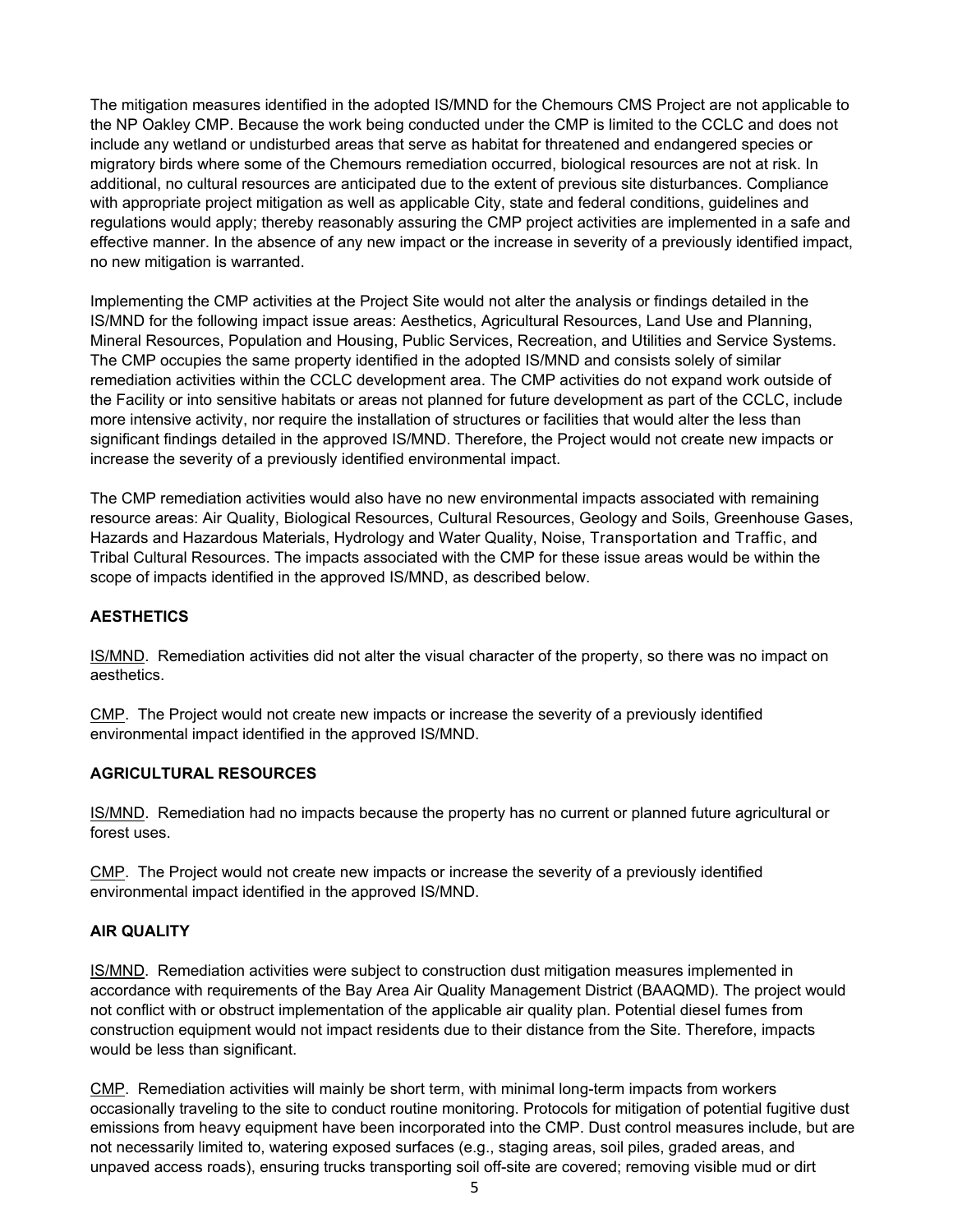The mitigation measures identified in the adopted IS/MND for the Chemours CMS Project are not applicable to the NP Oakley CMP. Because the work being conducted under the CMP is limited to the CCLC and does not include any wetland or undisturbed areas that serve as habitat for threatened and endangered species or migratory birds where some of the Chemours remediation occurred, biological resources are not at risk. In additional, no cultural resources are anticipated due to the extent of previous site disturbances. Compliance with appropriate project mitigation as well as applicable City, state and federal conditions, guidelines and regulations would apply; thereby reasonably assuring the CMP project activities are implemented in a safe and effective manner. In the absence of any new impact or the increase in severity of a previously identified impact, no new mitigation is warranted.

Implementing the CMP activities at the Project Site would not alter the analysis or findings detailed in the IS/MND for the following impact issue areas: Aesthetics, Agricultural Resources, Land Use and Planning, Mineral Resources, Population and Housing, Public Services, Recreation, and Utilities and Service Systems. The CMP occupies the same property identified in the adopted IS/MND and consists solely of similar remediation activities within the CCLC development area. The CMP activities do not expand work outside of the Facility or into sensitive habitats or areas not planned for future development as part of the CCLC, include more intensive activity, nor require the installation of structures or facilities that would alter the less than significant findings detailed in the approved IS/MND. Therefore, the Project would not create new impacts or increase the severity of a previously identified environmental impact.

The CMP remediation activities would also have no new environmental impacts associated with remaining resource areas: Air Quality, Biological Resources, Cultural Resources, Geology and Soils, Greenhouse Gases, Hazards and Hazardous Materials, Hydrology and Water Quality, Noise, Transportation and Traffic, and Tribal Cultural Resources. The impacts associated with the CMP for these issue areas would be within the scope of impacts identified in the approved IS/MND, as described below.

**AESTHETICS**

IS/MND. Remediation activities did not alter the visual character of the property, so there was no impact on aesthetics.

CMP. The Project would not create new impacts or increase the severity of a previously identified environmental impact identified in the approved IS/MND.

**AGRICULTURAL RESOURCES**

IS/MND. Remediation had no impacts because the property has no current or planned future agricultural or forest uses.

CMP. The Project would not create new impacts or increase the severity of a previously identified environmental impact identified in the approved IS/MND.

**AIR QUALITY**

IS/MND. Remediation activities were subject to construction dust mitigation measures implemented in accordance with requirements of the Bay Area Air Quality Management District (BAAQMD). The project would not conflict with or obstruct implementation of the applicable air quality plan. Potential diesel fumes from construction equipment would not impact residents due to their distance from the Site. Therefore, impacts would be less than significant.

CMP. Remediation activities will mainly be short term, with minimal long-term impacts from workers occasionally traveling to the site to conduct routine monitoring. Protocols for mitigation of potential fugitive dust emissions from heavy equipment have been incorporated into the CMP. Dust control measures include, but are not necessarily limited to, watering exposed surfaces (e.g., staging areas, soil piles, graded areas, and unpaved access roads), ensuring trucks transporting soil off-site are covered; removing visible mud or dirt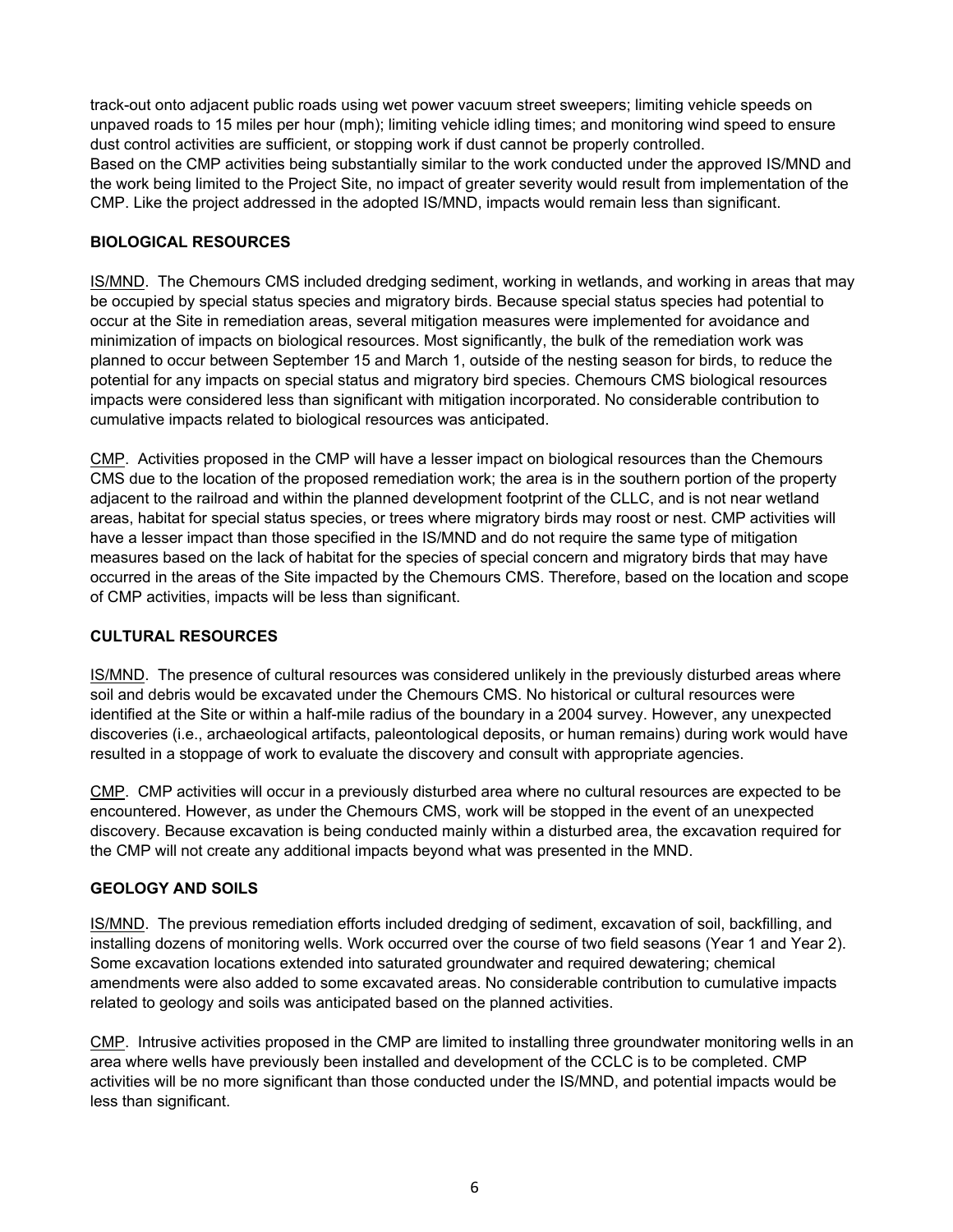track-out onto adjacent public roads using wet power vacuum street sweepers; limiting vehicle speeds on unpaved roads to 15 miles per hour (mph); limiting vehicle idling times; and monitoring wind speed to ensure dust control activities are sufficient, or stopping work if dust cannot be properly controlled.
Based on the CMP activities being substantially similar to the work conducted under the approved IS/MND and the work being limited to the Project Site, no impact of greater severity would result from implementation of the CMP. Like the project addressed in the adopted IS/MND, impacts would remain less than significant.

**BIOLOGICAL RESOURCES**

IS/MND. The Chemours CMS included dredging sediment, working in wetlands, and working in areas that may be occupied by special status species and migratory birds. Because special status species had potential to occur at the Site in remediation areas, several mitigation measures were implemented for avoidance and minimization of impacts on biological resources. Most significantly, the bulk of the remediation work was planned to occur between September 15 and March 1, outside of the nesting season for birds, to reduce the potential for any impacts on special status and migratory bird species. Chemours CMS biological resources impacts were considered less than significant with mitigation incorporated. No considerable contribution to cumulative impacts related to biological resources was anticipated.

CMP. Activities proposed in the CMP will have a lesser impact on biological resources than the Chemours CMS due to the location of the proposed remediation work; the area is in the southern portion of the property adjacent to the railroad and within the planned development footprint of the CLLC, and is not near wetland areas, habitat for special status species, or trees where migratory birds may roost or nest. CMP activities will have a lesser impact than those specified in the IS/MND and do not require the same type of mitigation measures based on the lack of habitat for the species of special concern and migratory birds that may have occurred in the areas of the Site impacted by the Chemours CMS. Therefore, based on the location and scope of CMP activities, impacts will be less than significant.

**CULTURAL RESOURCES**

IS/MND. The presence of cultural resources was considered unlikely in the previously disturbed areas where soil and debris would be excavated under the Chemours CMS. No historical or cultural resources were identified at the Site or within a half-mile radius of the boundary in a 2004 survey. However, any unexpected discoveries (i.e., archaeological artifacts, paleontological deposits, or human remains) during work would have resulted in a stoppage of work to evaluate the discovery and consult with appropriate agencies.

CMP. CMP activities will occur in a previously disturbed area where no cultural resources are expected to be encountered. However, as under the Chemours CMS, work will be stopped in the event of an unexpected discovery. Because excavation is being conducted mainly within a disturbed area, the excavation required for the CMP will not create any additional impacts beyond what was presented in the MND.

**GEOLOGY AND SOILS**

IS/MND. The previous remediation efforts included dredging of sediment, excavation of soil, backfilling, and installing dozens of monitoring wells. Work occurred over the course of two field seasons (Year 1 and Year 2). Some excavation locations extended into saturated groundwater and required dewatering; chemical amendments were also added to some excavated areas. No considerable contribution to cumulative impacts related to geology and soils was anticipated based on the planned activities.

CMP. Intrusive activities proposed in the CMP are limited to installing three groundwater monitoring wells in an area where wells have previously been installed and development of the CCLC is to be completed. CMP activities will be no more significant than those conducted under the IS/MND, and potential impacts would be less than significant.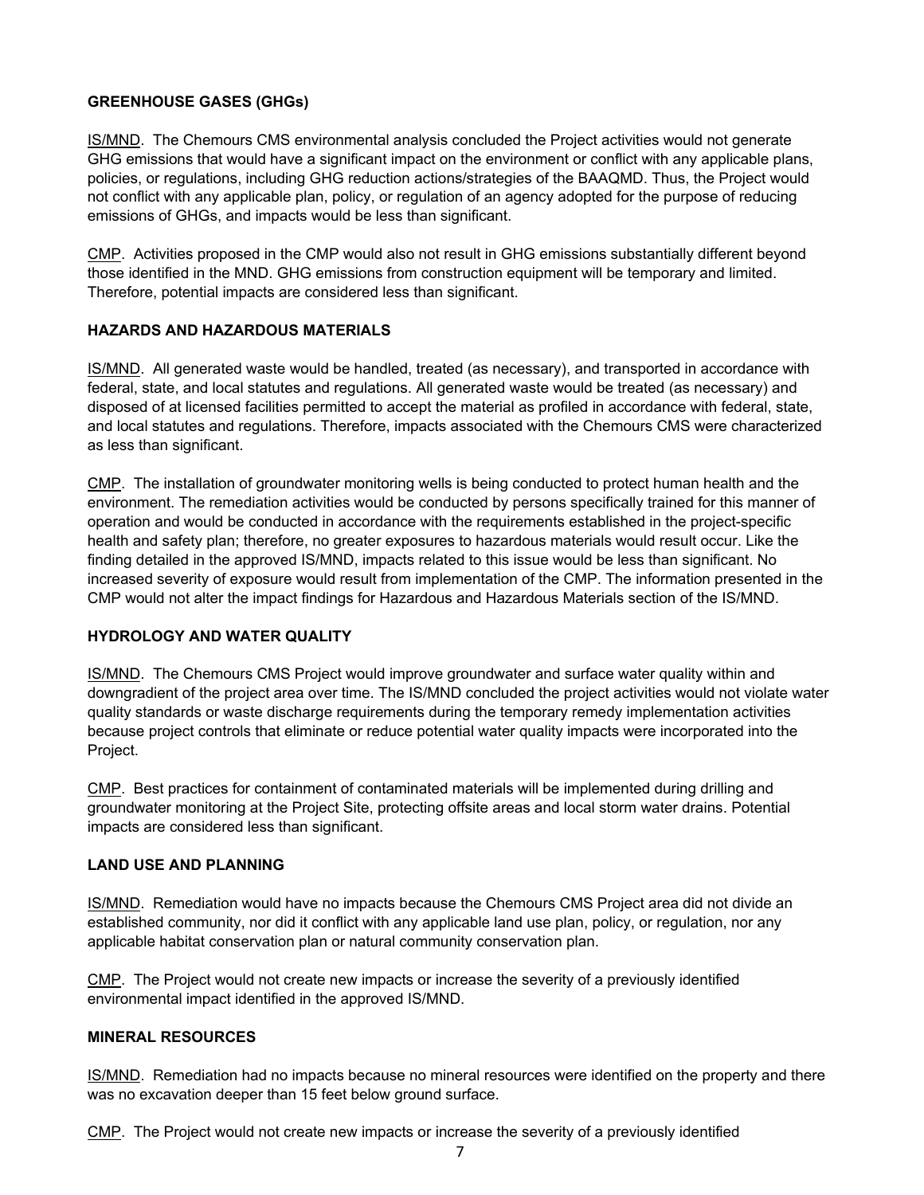**GREENHOUSE GASES (GHGs)**

IS/MND. The Chemours CMS environmental analysis concluded the Project activities would not generate GHG emissions that would have a significant impact on the environment or conflict with any applicable plans, policies, or regulations, including GHG reduction actions/strategies of the BAAQMD. Thus, the Project would not conflict with any applicable plan, policy, or regulation of an agency adopted for the purpose of reducing emissions of GHGs, and impacts would be less than significant.

CMP. Activities proposed in the CMP would also not result in GHG emissions substantially different beyond those identified in the MND. GHG emissions from construction equipment will be temporary and limited. Therefore, potential impacts are considered less than significant.

**HAZARDS AND HAZARDOUS MATERIALS**

IS/MND. All generated waste would be handled, treated (as necessary), and transported in accordance with federal, state, and local statutes and regulations. All generated waste would be treated (as necessary) and disposed of at licensed facilities permitted to accept the material as profiled in accordance with federal, state, and local statutes and regulations. Therefore, impacts associated with the Chemours CMS were characterized as less than significant.

CMP. The installation of groundwater monitoring wells is being conducted to protect human health and the environment. The remediation activities would be conducted by persons specifically trained for this manner of operation and would be conducted in accordance with the requirements established in the project-specific health and safety plan; therefore, no greater exposures to hazardous materials would result occur. Like the finding detailed in the approved IS/MND, impacts related to this issue would be less than significant. No increased severity of exposure would result from implementation of the CMP. The information presented in the CMP would not alter the impact findings for Hazardous and Hazardous Materials section of the IS/MND.

**HYDROLOGY AND WATER QUALITY**

IS/MND. The Chemours CMS Project would improve groundwater and surface water quality within and downgradient of the project area over time. The IS/MND concluded the project activities would not violate water quality standards or waste discharge requirements during the temporary remedy implementation activities because project controls that eliminate or reduce potential water quality impacts were incorporated into the Project.

CMP. Best practices for containment of contaminated materials will be implemented during drilling and groundwater monitoring at the Project Site, protecting offsite areas and local storm water drains. Potential impacts are considered less than significant.

**LAND USE AND PLANNING**

IS/MND. Remediation would have no impacts because the Chemours CMS Project area did not divide an established community, nor did it conflict with any applicable land use plan, policy, or regulation, nor any applicable habitat conservation plan or natural community conservation plan.

CMP. The Project would not create new impacts or increase the severity of a previously identified environmental impact identified in the approved IS/MND.

**MINERAL RESOURCES**

IS/MND. Remediation had no impacts because no mineral resources were identified on the property and there was no excavation deeper than 15 feet below ground surface.

CMP. The Project would not create new impacts or increase the severity of a previously identified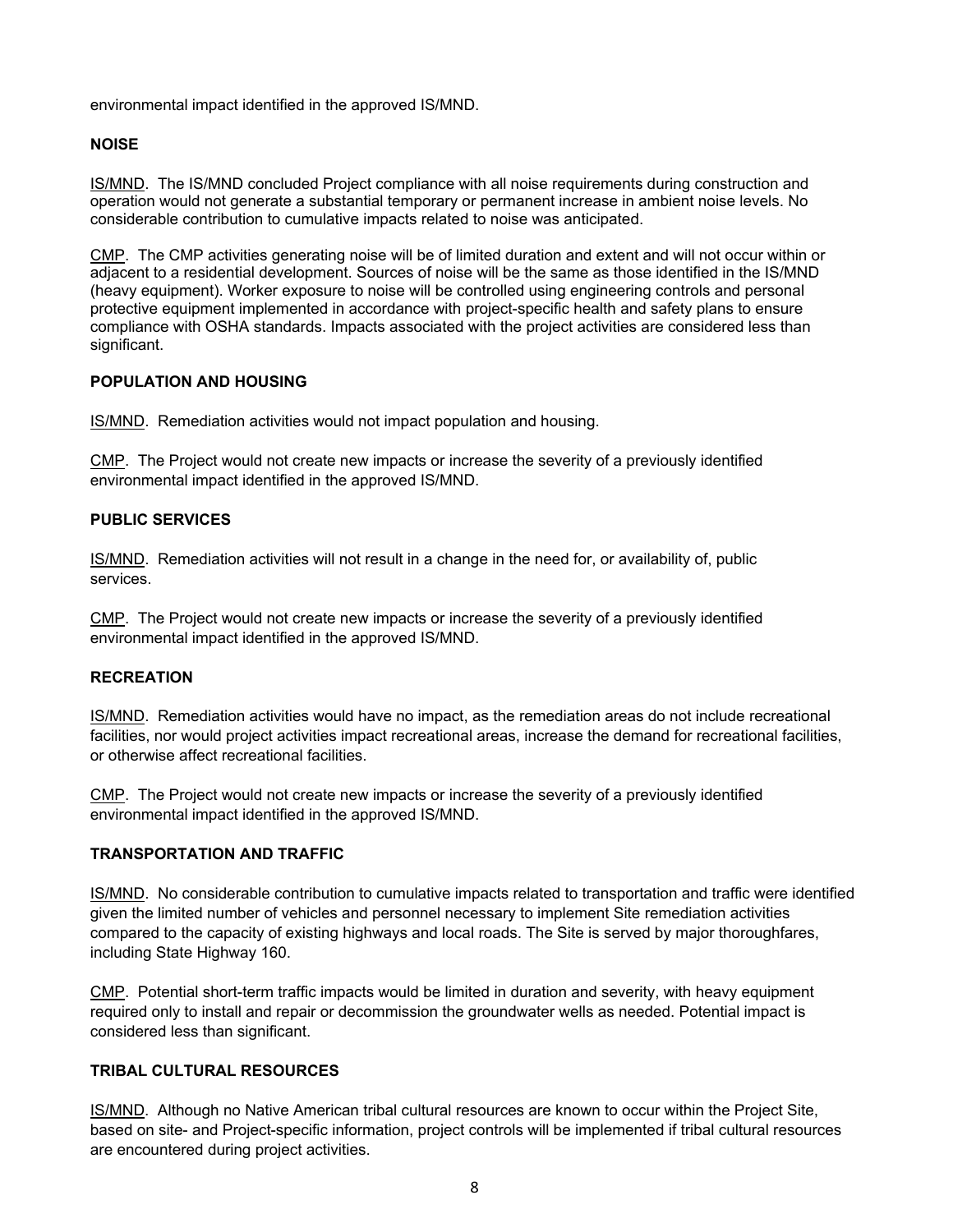environmental impact identified in the approved IS/MND.

**NOISE**

IS/MND. The IS/MND concluded Project compliance with all noise requirements during construction and operation would not generate a substantial temporary or permanent increase in ambient noise levels. No considerable contribution to cumulative impacts related to noise was anticipated.

CMP. The CMP activities generating noise will be of limited duration and extent and will not occur within or adjacent to a residential development. Sources of noise will be the same as those identified in the IS/MND (heavy equipment). Worker exposure to noise will be controlled using engineering controls and personal protective equipment implemented in accordance with project-specific health and safety plans to ensure compliance with OSHA standards. Impacts associated with the project activities are considered less than significant.

**POPULATION AND HOUSING**

IS/MND. Remediation activities would not impact population and housing.

CMP. The Project would not create new impacts or increase the severity of a previously identified environmental impact identified in the approved IS/MND.

**PUBLIC SERVICES**

IS/MND. Remediation activities will not result in a change in the need for, or availability of, public services.

CMP. The Project would not create new impacts or increase the severity of a previously identified environmental impact identified in the approved IS/MND.

**RECREATION**

IS/MND. Remediation activities would have no impact, as the remediation areas do not include recreational facilities, nor would project activities impact recreational areas, increase the demand for recreational facilities, or otherwise affect recreational facilities.

CMP. The Project would not create new impacts or increase the severity of a previously identified environmental impact identified in the approved IS/MND.

**TRANSPORTATION AND TRAFFIC**

IS/MND. No considerable contribution to cumulative impacts related to transportation and traffic were identified given the limited number of vehicles and personnel necessary to implement Site remediation activities compared to the capacity of existing highways and local roads. The Site is served by major thoroughfares, including State Highway 160.

CMP. Potential short-term traffic impacts would be limited in duration and severity, with heavy equipment required only to install and repair or decommission the groundwater wells as needed. Potential impact is considered less than significant.

**TRIBAL CULTURAL RESOURCES**

IS/MND. Although no Native American tribal cultural resources are known to occur within the Project Site, based on site- and Project-specific information, project controls will be implemented if tribal cultural resources are encountered during project activities.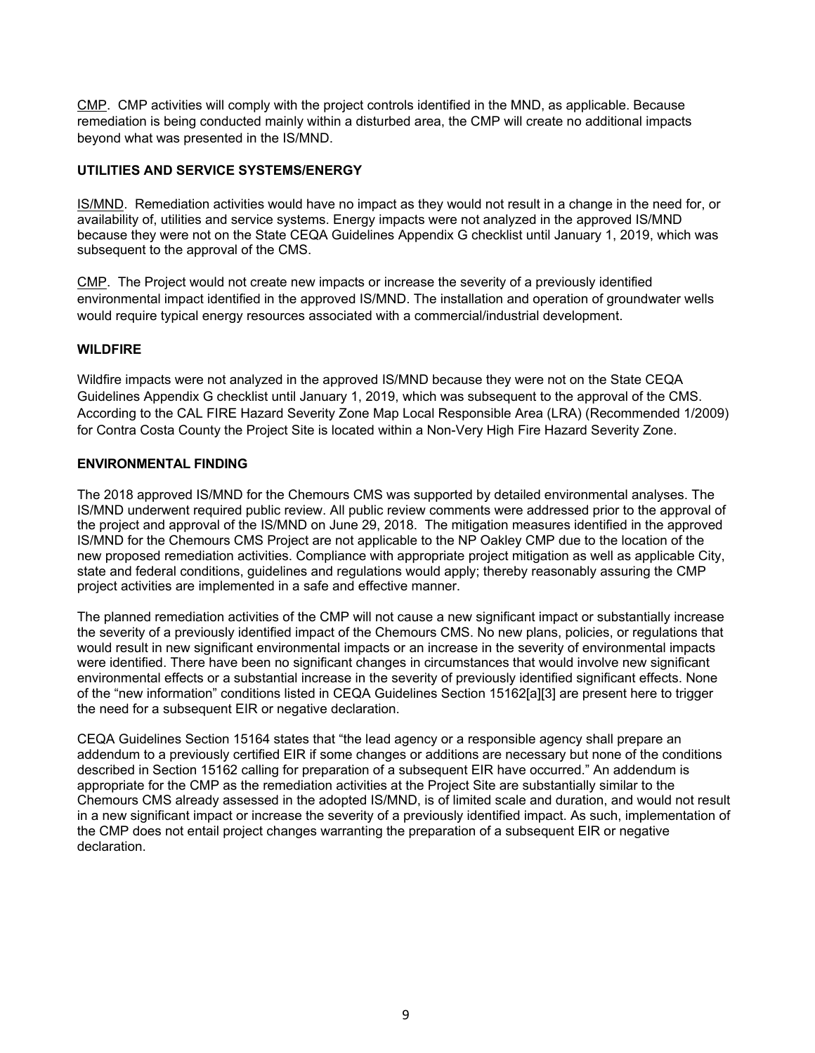<u>CMP</u>. CMP activities will comply with the project controls identified in the MND, as applicable. Because remediation is being conducted mainly within a disturbed area, the CMP will create no additional impacts beyond what was presented in the IS/MND.

### UTILITIES AND SERVICE SYSTEMS/ENERGY

<u>IS/MND</u>. Remediation activities would have no impact as they would not result in a change in the need for, or availability of, utilities and service systems. Energy impacts were not analyzed in the approved IS/MND because they were not on the State CEQA Guidelines Appendix G checklist until January 1, 2019, which was subsequent to the approval of the CMS.

<u>CMP</u>. The Project would not create new impacts or increase the severity of a previously identified environmental impact identified in the approved IS/MND. The installation and operation of groundwater wells would require typical energy resources associated with a commercial/industrial development.

### WILDFIRE

Wildfire impacts were not analyzed in the approved IS/MND because they were not on the State CEQA Guidelines Appendix G checklist until January 1, 2019, which was subsequent to the approval of the CMS. According to the CAL FIRE Hazard Severity Zone Map Local Responsible Area (LRA) (Recommended 1/2009) for Contra Costa County the Project Site is located within a Non-Very High Fire Hazard Severity Zone.

### ENVIRONMENTAL FINDING

The 2018 approved IS/MND for the Chemours CMS was supported by detailed environmental analyses. The IS/MND underwent required public review. All public review comments were addressed prior to the approval of the project and approval of the IS/MND on June 29, 2018. The mitigation measures identified in the approved IS/MND for the Chemours CMS Project are not applicable to the NP Oakley CMP due to the location of the new proposed remediation activities. Compliance with appropriate project mitigation as well as applicable City, state and federal conditions, guidelines and regulations would apply; thereby reasonably assuring the CMP project activities are implemented in a safe and effective manner.

The planned remediation activities of the CMP will not cause a new significant impact or substantially increase the severity of a previously identified impact of the Chemours CMS. No new plans, policies, or regulations that would result in new significant environmental impacts or an increase in the severity of environmental impacts were identified. There have been no significant changes in circumstances that would involve new significant environmental effects or a substantial increase in the severity of previously identified significant effects. None of the "new information" conditions listed in CEQA Guidelines Section 15162[a][3] are present here to trigger the need for a subsequent EIR or negative declaration.

CEQA Guidelines Section 15164 states that "the lead agency or a responsible agency shall prepare an addendum to a previously certified EIR if some changes or additions are necessary but none of the conditions described in Section 15162 calling for preparation of a subsequent EIR have occurred." An addendum is appropriate for the CMP as the remediation activities at the Project Site are substantially similar to the Chemours CMS already assessed in the adopted IS/MND, is of limited scale and duration, and would not result in a new significant impact or increase the severity of a previously identified impact. As such, implementation of the CMP does not entail project changes warranting the preparation of a subsequent EIR or negative declaration.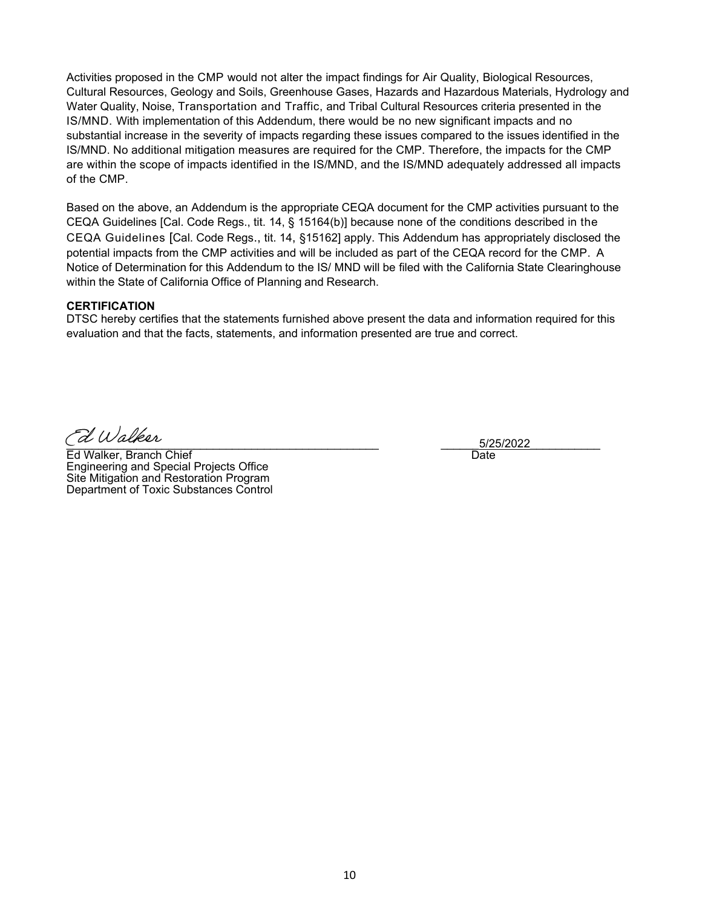Activities proposed in the CMP would not alter the impact findings for Air Quality, Biological Resources, Cultural Resources, Geology and Soils, Greenhouse Gases, Hazards and Hazardous Materials, Hydrology and Water Quality, Noise, Transportation and Traffic, and Tribal Cultural Resources criteria presented in the IS/MND. With implementation of this Addendum, there would be no new significant impacts and no substantial increase in the severity of impacts regarding these issues compared to the issues identified in the IS/MND. No additional mitigation measures are required for the CMP. Therefore, the impacts for the CMP are within the scope of impacts identified in the IS/MND, and the IS/MND adequately addressed all impacts of the CMP.

Based on the above, an Addendum is the appropriate CEQA document for the CMP activities pursuant to the CEQA Guidelines [Cal. Code Regs., tit. 14, § 15164(b)] because none of the conditions described in the CEQA Guidelines [Cal. Code Regs., tit. 14, §15162] apply. This Addendum has appropriately disclosed the potential impacts from the CMP activities and will be included as part of the CEQA record for the CMP. A Notice of Determination for this Addendum to the IS/ MND will be filed with the California State Clearinghouse within the State of California Office of Planning and Research.

**CERTIFICATION**

DTSC hereby certifies that the statements furnished above present the data and information required for this evaluation and that the facts, statements, and information presented are true and correct.

Ed Walker

Ed Walker, Branch Chief
Engineering and Special Projects Office
Site Mitigation and Restoration Program
Department of Toxic Substances Control

5/25/2022
Date